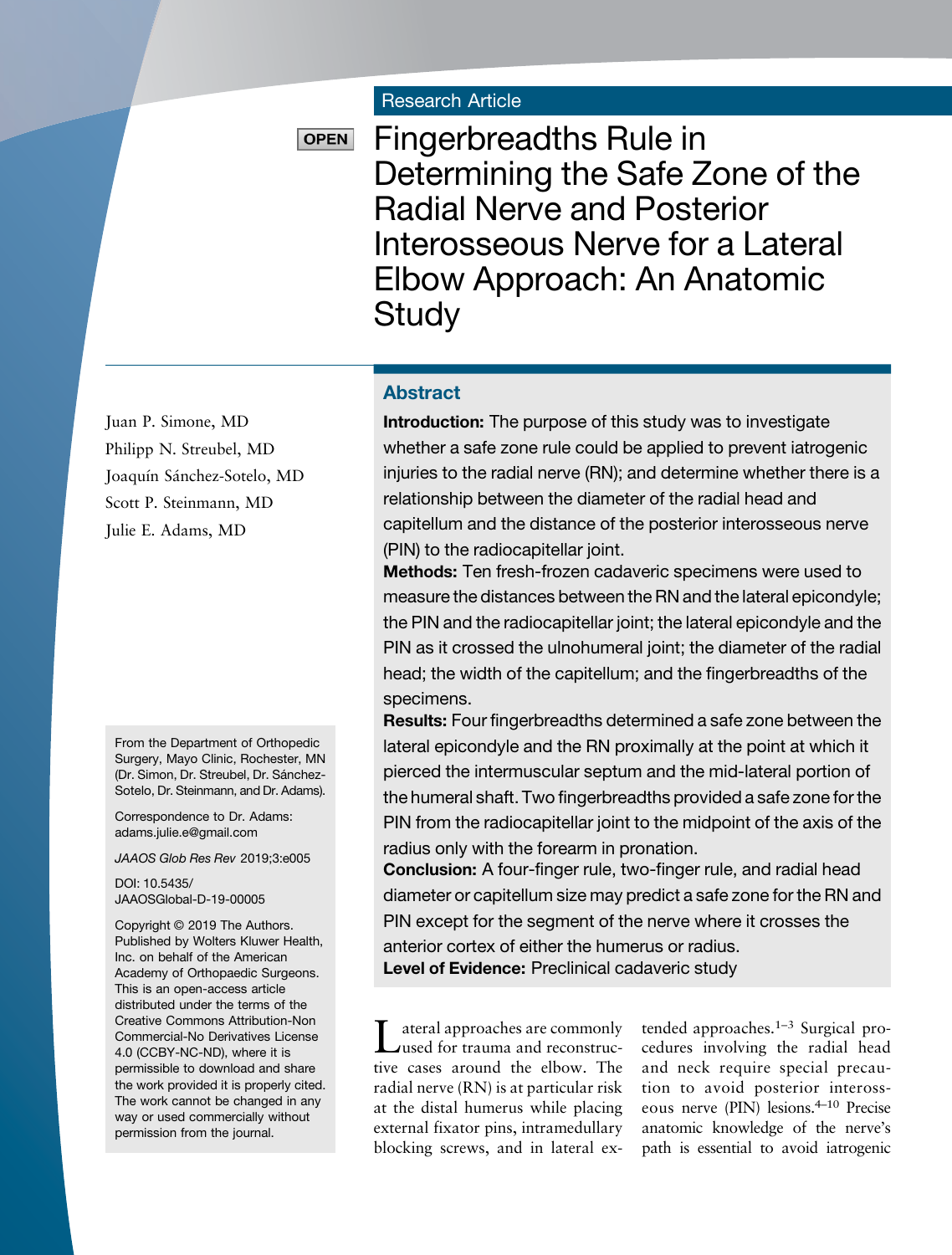Research Article

OPEN

# Fingerbreadths Rule in Determining the Safe Zone of the Radial Nerve and Posterior Interosseous Nerve for a Lateral Elbow Approach: An Anatomic Study

Juan P. Simone, MD

Philipp N. Streubel, MD

Joaquín Sánchez-Sotelo, MD

Scott P. Steinmann, MD

Julie E. Adams, MD

From the Department of Orthopedic Surgery, Mayo Clinic, Rochester, MN (Dr. Simon, Dr. Streubel, Dr. Sánchez-Sotelo, Dr. Steinmann, and Dr. Adams).

Correspondence to Dr. Adams: adams.julie.e@gmail.com

*JAAOS Glob Res Rev* 2019;3:e005

DOI: 10.5435/JAAOSGlobal-D-19-00005

Copyright © 2019 The Authors. Published by Wolters Kluwer Health, Inc. on behalf of the American Academy of Orthopaedic Surgeons. This is an open-access article distributed under the terms of the Creative Commons Attribution-Non Commercial-No Derivatives License 4.0 (CCBY-NC-ND), where it is permissible to download and share the work provided it is properly cited. The work cannot be changed in any way or used commercially without permission from the journal.

## Abstract

**Introduction:** The purpose of this study was to investigate whether a safe zone rule could be applied to prevent iatrogenic injuries to the radial nerve (RN); and determine whether there is a relationship between the diameter of the radial head and capitellum and the distance of the posterior interosseous nerve (PIN) to the radiocapitellar joint.

**Methods:** Ten fresh-frozen cadaveric specimens were used to measure the distances between the RN and the lateral epicondyle; the PIN and the radiocapitellar joint; the lateral epicondyle and the PIN as it crossed the ulnohumeral joint; the diameter of the radial head; the width of the capitellum; and the fingerbreadths of the specimens.

**Results:** Four fingerbreadths determined a safe zone between the lateral epicondyle and the RN proximally at the point at which it pierced the intermuscular septum and the mid-lateral portion of the humeral shaft. Two fingerbreadths provided a safe zone for the PIN from the radiocapitellar joint to the midpoint of the axis of the radius only with the forearm in pronation.

**Conclusion:** A four-finger rule, two-finger rule, and radial head diameter or capitellum size may predict a safe zone for the RN and PIN except for the segment of the nerve where it crosses the anterior cortex of either the humerus or radius.

**Level of Evidence:** Preclinical cadaveric study

Lateral approaches are commonly used for trauma and reconstructive cases around the elbow. The radial nerve (RN) is at particular risk at the distal humerus while placing external fixator pins, intramedullary blocking screws, and in lateral extended approaches.[1–3] Surgical procedures involving the radial head and neck require special precaution to avoid posterior interosseous nerve (PIN) lesions.[4–10] Precise anatomic knowledge of the nerve's path is essential to avoid iatrogenic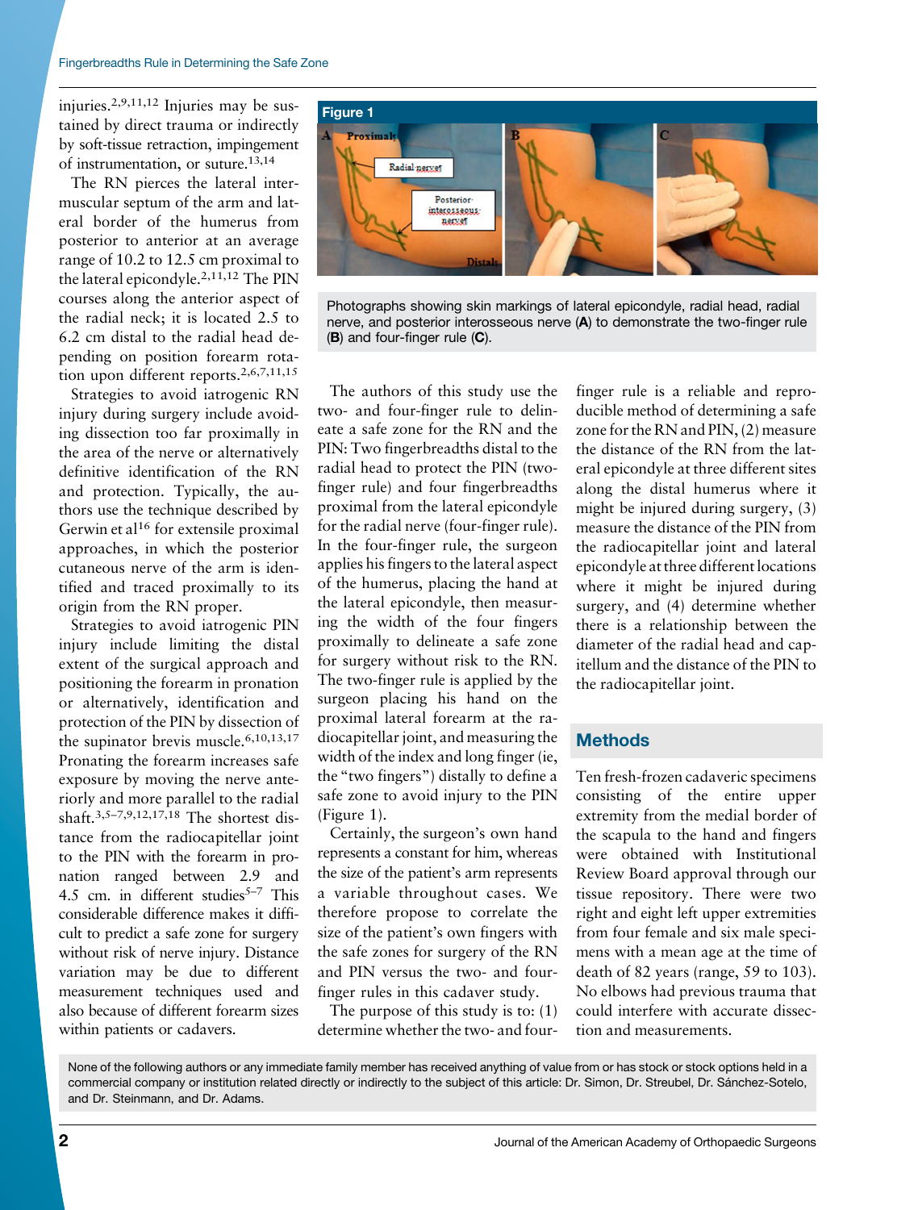injuries.[2,9,11,12] Injuries may be sustained by direct trauma or indirectly by soft-tissue retraction, impingement of instrumentation, or suture.[13,14]

The RN pierces the lateral intermuscular septum of the arm and lateral border of the humerus from posterior to anterior at an average range of 10.2 to 12.5 cm proximal to the lateral epicondyle.[2,11,12] The PIN courses along the anterior aspect of the radial neck; it is located 2.5 to 6.2 cm distal to the radial head depending on position forearm rotation upon different reports.[2,6,7,11,15]

Strategies to avoid iatrogenic RN injury during surgery include avoiding dissection too far proximally in the area of the nerve or alternatively definitive identification of the RN and protection. Typically, the authors use the technique described by Gerwin et al[16] for extensile proximal approaches, in which the posterior cutaneous nerve of the arm is identified and traced proximally to its origin from the RN proper.

Strategies to avoid iatrogenic PIN injury include limiting the distal extent of the surgical approach and positioning the forearm in pronation or alternatively, identification and protection of the PIN by dissection of the supinator brevis muscle.[6,10,13,17] Pronating the forearm increases safe exposure by moving the nerve anteriorly and more parallel to the radial shaft.[3,5–7,9,12,17,18] The shortest distance from the radiocapitellar joint to the PIN with the forearm in pronation ranged between 2.9 and 4.5 cm. in different studies[5–7] This considerable difference makes it difficult to predict a safe zone for surgery without risk of nerve injury. Distance variation may be due to different measurement techniques used and also because of different forearm sizes within patients or cadavers.

**Figure 1**

A Proximal
Radial nerve
Posterior interosseous nerve
Distal
B
C

Photographs showing skin markings of lateral epicondyle, radial head, radial nerve, and posterior interosseous nerve (**A**) to demonstrate the two-finger rule (**B**) and four-finger rule (**C**).

The authors of this study use the two- and four-finger rule to delineate a safe zone for the RN and the PIN: Two fingerbreadths distal to the radial head to protect the PIN (two-finger rule) and four fingerbreadths proximal from the lateral epicondyle for the radial nerve (four-finger rule). In the four-finger rule, the surgeon applies his fingers to the lateral aspect of the humerus, placing the hand at the lateral epicondyle, then measuring the width of the four fingers proximally to delineate a safe zone for surgery without risk to the RN. The two-finger rule is applied by the surgeon placing his hand on the proximal lateral forearm at the radiocapitellar joint, and measuring the width of the index and long finger (ie, the "two fingers") distally to define a safe zone to avoid injury to the PIN (Figure 1).

Certainly, the surgeon's own hand represents a constant for him, whereas the size of the patient's arm represents a variable throughout cases. We therefore propose to correlate the size of the patient's own fingers with the safe zones for surgery of the RN and PIN versus the two- and four-finger rules in this cadaver study.

The purpose of this study is to: (1) determine whether the two- and four-finger rule is a reliable and reproducible method of determining a safe zone for the RN and PIN, (2) measure the distance of the RN from the lateral epicondyle at three different sites along the distal humerus where it might be injured during surgery, (3) measure the distance of the PIN from the radiocapitellar joint and lateral epicondyle at three different locations where it might be injured during surgery, and (4) determine whether there is a relationship between the diameter of the radial head and capitellum and the distance of the PIN to the radiocapitellar joint.

## Methods

Ten fresh-frozen cadaveric specimens consisting of the entire upper extremity from the medial border of the scapula to the hand and fingers were obtained with Institutional Review Board approval through our tissue repository. There were two right and eight left upper extremities from four female and six male specimens with a mean age at the time of death of 82 years (range, 59 to 103). No elbows had previous trauma that could interfere with accurate dissection and measurements.

None of the following authors or any immediate family member has received anything of value from or has stock or stock options held in a commercial company or institution related directly or indirectly to the subject of this article: Dr. Simon, Dr. Streubel, Dr. Sánchez-Sotelo, and Dr. Steinmann, and Dr. Adams.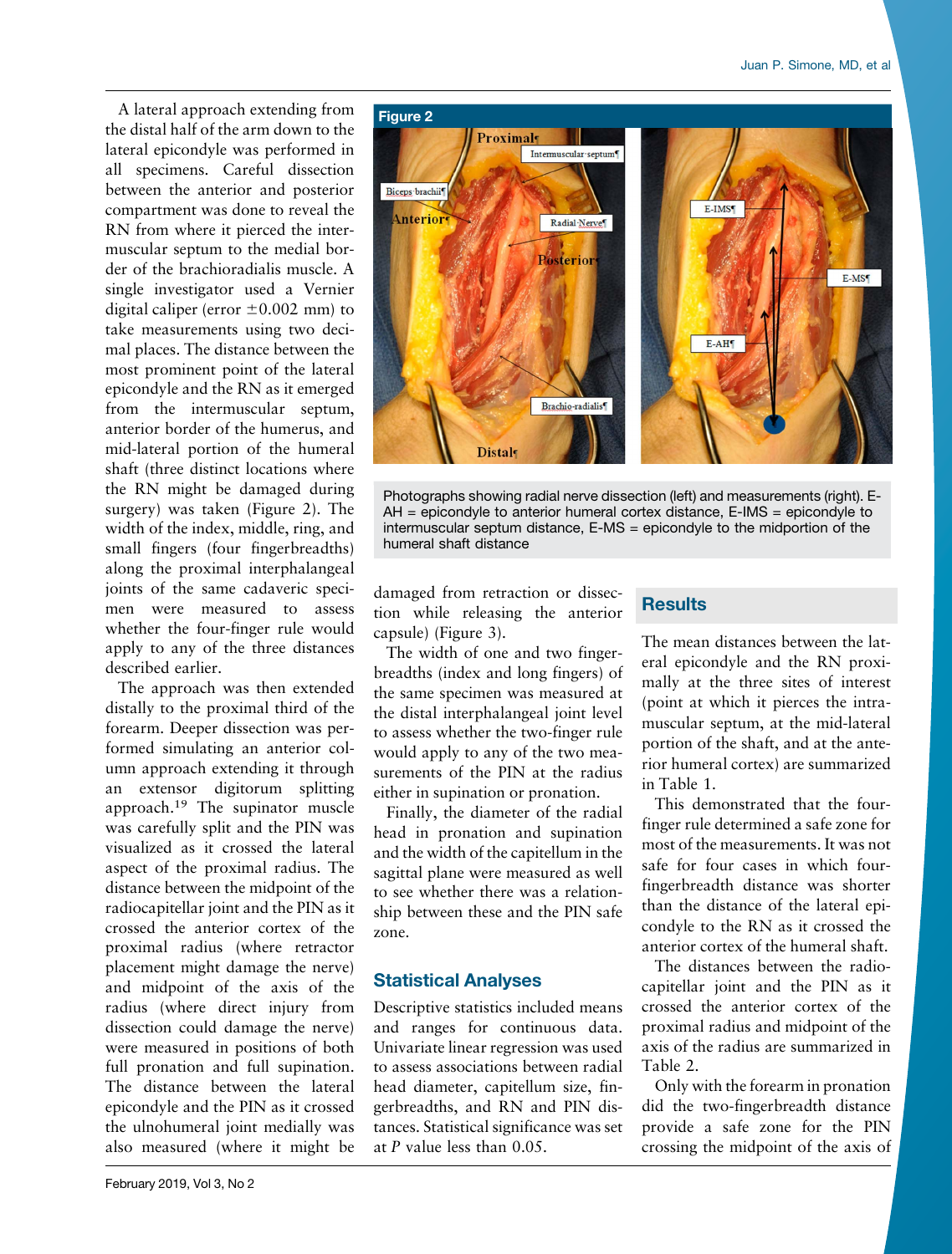A lateral approach extending from the distal half of the arm down to the lateral epicondyle was performed in all specimens. Careful dissection between the anterior and posterior compartment was done to reveal the RN from where it pierced the intermuscular septum to the medial border of the brachioradialis muscle. A single investigator used a Vernier digital caliper (error ±0.002 mm) to take measurements using two decimal places. The distance between the most prominent point of the lateral epicondyle and the RN as it emerged from the intermuscular septum, anterior border of the humerus, and mid-lateral portion of the humeral shaft (three distinct locations where the RN might be damaged during surgery) was taken (Figure 2). The width of the index, middle, ring, and small fingers (four fingerbreadths) along the proximal interphalangeal joints of the same cadaveric specimen were measured to assess whether the four-finger rule would apply to any of the three distances described earlier.

The approach was then extended distally to the proximal third of the forearm. Deeper dissection was performed simulating an anterior column approach extending it through an extensor digitorum splitting approach.[19] The supinator muscle was carefully split and the PIN was visualized as it crossed the lateral aspect of the proximal radius. The distance between the midpoint of the radiocapitellar joint and the PIN as it crossed the anterior cortex of the proximal radius (where retractor placement might damage the nerve) and midpoint of the axis of the radius (where direct injury from dissection could damage the nerve) were measured in positions of both full pronation and full supination. The distance between the lateral epicondyle and the PIN as it crossed the ulnohumeral joint medially was also measured (where it might be damaged from retraction or dissection while releasing the anterior capsule) (Figure 3).

**Figure 2**

Proximal
Intermuscular septum
Biceps brachii
Anterior
Radial Nerve
Posterior
Brachio-radialis
Distal

E-IMS
E-MS
E-AH

Photographs showing radial nerve dissection (left) and measurements (right). E-AH = epicondyle to anterior humeral cortex distance, E-IMS = epicondyle to intermuscular septum distance, E-MS = epicondyle to the midportion of the humeral shaft distance

The width of one and two fingerbreadths (index and long fingers) of the same specimen was measured at the distal interphalangeal joint level to assess whether the two-finger rule would apply to any of the two measurements of the PIN at the radius either in supination or pronation.

Finally, the diameter of the radial head in pronation and supination and the width of the capitellum in the sagittal plane were measured as well to see whether there was a relationship between these and the PIN safe zone.

## Statistical Analyses

Descriptive statistics included means and ranges for continuous data. Univariate linear regression was used to assess associations between radial head diameter, capitellum size, fingerbreadths, and RN and PIN distances. Statistical significance was set at $P$ value less than 0.05.

## Results

The mean distances between the lateral epicondyle and the RN proximally at the three sites of interest (point at which it pierces the intramuscular septum, at the mid-lateral portion of the shaft, and at the anterior humeral cortex) are summarized in Table 1.

This demonstrated that the four-finger rule determined a safe zone for most of the measurements. It was not safe for four cases in which four-fingerbreadth distance was shorter than the distance of the lateral epicondyle to the RN as it crossed the anterior cortex of the humeral shaft.

The distances between the radiocapitellar joint and the PIN as it crossed the anterior cortex of the proximal radius and midpoint of the axis of the radius are summarized in Table 2.

Only with the forearm in pronation did the two-fingerbreadth distance provide a safe zone for the PIN crossing the midpoint of the axis of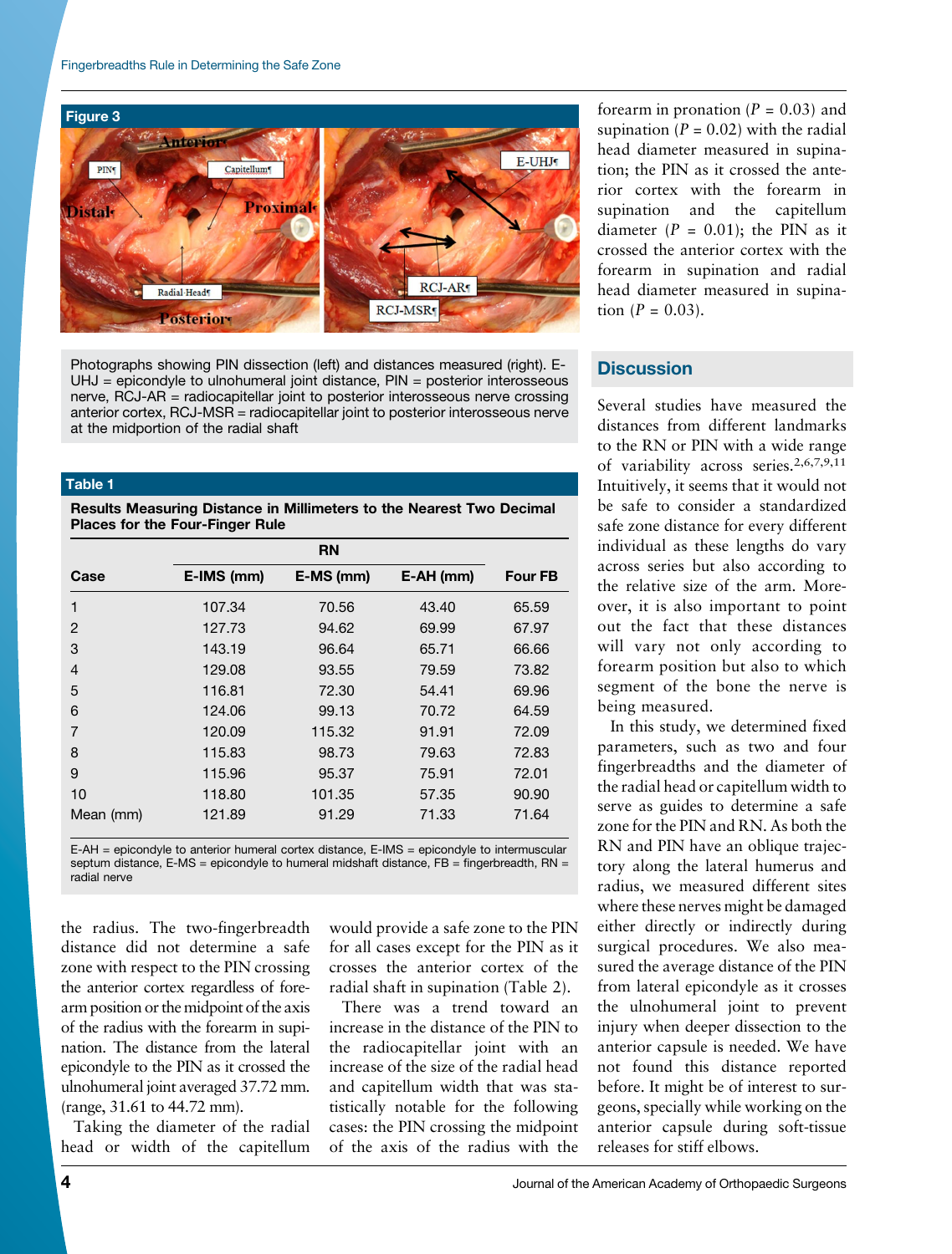**Figure 3**

Anterior
PIN
Capitellum
Distal
Proximal
Radial Head
Posterior
E-UHJ
RCJ-AR
RCJ-MSR

Photographs showing PIN dissection (left) and distances measured (right). E-UHJ = epicondyle to ulnohumeral joint distance, PIN = posterior interosseous nerve, RCJ-AR = radiocapitellar joint to posterior interosseous nerve crossing anterior cortex, RCJ-MSR = radiocapitellar joint to posterior interosseous nerve at the midportion of the radial shaft

**Table 1**

**Results Measuring Distance in Millimeters to the Nearest Two Decimal Places for the Four-Finger Rule**

| | RN | | | |
|---|---|---|---|---|
| Case | E-IMS (mm) | E-MS (mm) | E-AH (mm) | Four FB |
| 1 | 107.34 | 70.56 | 43.40 | 65.59 |
| 2 | 127.73 | 94.62 | 69.99 | 67.97 |
| 3 | 143.19 | 96.64 | 65.71 | 66.66 |
| 4 | 129.08 | 93.55 | 79.59 | 73.82 |
| 5 | 116.81 | 72.30 | 54.41 | 69.96 |
| 6 | 124.06 | 99.13 | 70.72 | 64.59 |
| 7 | 120.09 | 115.32 | 91.91 | 72.09 |
| 8 | 115.83 | 98.73 | 79.63 | 72.83 |
| 9 | 115.96 | 95.37 | 75.91 | 72.01 |
| 10 | 118.80 | 101.35 | 57.35 | 90.90 |
| Mean (mm) | 121.89 | 91.29 | 71.33 | 71.64 |

E-AH = epicondyle to anterior humeral cortex distance, E-IMS = epicondyle to intermuscular septum distance, E-MS = epicondyle to humeral midshaft distance, FB = fingerbreadth, RN = radial nerve

the radius. The two-fingerbreadth distance did not determine a safe zone with respect to the PIN crossing the anterior cortex regardless of forearm position or the midpoint of the axis of the radius with the forearm in supination. The distance from the lateral epicondyle to the PIN as it crossed the ulnohumeral joint averaged 37.72 mm. (range, 31.61 to 44.72 mm).

Taking the diameter of the radial head or width of the capitellum would provide a safe zone to the PIN for all cases except for the PIN as it crosses the anterior cortex of the radial shaft in supination (Table 2).

There was a trend toward an increase in the distance of the PIN to the radiocapitellar joint with an increase of the size of the radial head and capitellum width that was statistically notable for the following cases: the PIN crossing the midpoint of the axis of the radius with the forearm in pronation ($P = 0.03$) and supination ($P = 0.02$) with the radial head diameter measured in supination; the PIN as it crossed the anterior cortex with the forearm in supination and the capitellum diameter ($P = 0.01$); the PIN as it crossed the anterior cortex with the forearm in supination and radial head diameter measured in supination ($P = 0.03$).

## Discussion

Several studies have measured the distances from different landmarks to the RN or PIN with a wide range of variability across series.[2,6,7,9,11] Intuitively, it seems that it would not be safe to consider a standardized safe zone distance for every different individual as these lengths do vary across series but also according to the relative size of the arm. Moreover, it is also important to point out the fact that these distances will vary not only according to forearm position but also to which segment of the bone the nerve is being measured.

In this study, we determined fixed parameters, such as two and four fingerbreadths and the diameter of the radial head or capitellum width to serve as guides to determine a safe zone for the PIN and RN. As both the RN and PIN have an oblique trajectory along the lateral humerus and radius, we measured different sites where these nerves might be damaged either directly or indirectly during surgical procedures. We also measured the average distance of the PIN from lateral epicondyle as it crosses the ulnohumeral joint to prevent injury when deeper dissection to the anterior capsule is needed. We have not found this distance reported before. It might be of interest to surgeons, specially while working on the anterior capsule during soft-tissue releases for stiff elbows.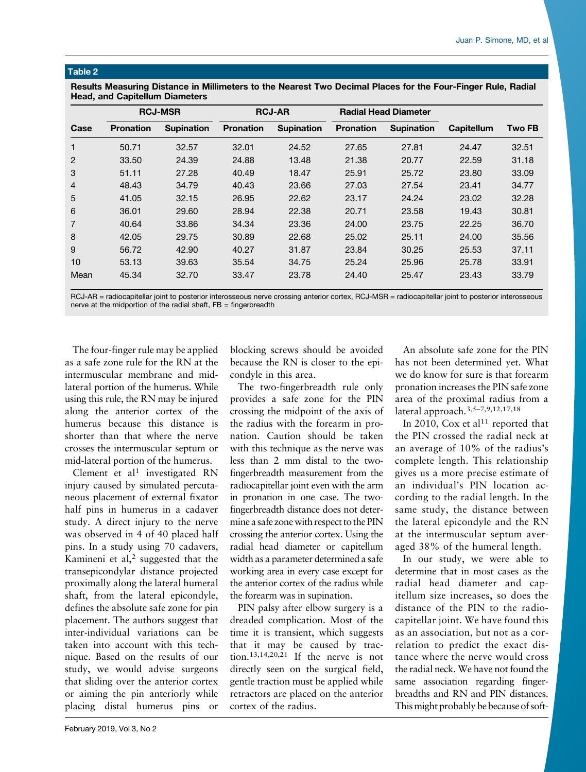**Table 2**

**Results Measuring Distance in Millimeters to the Nearest Two Decimal Places for the Four-Finger Rule, Radial Head, and Capitellum Diameters**

| Case | RCJ-MSR | | RCJ-AR | | Radial Head Diameter | | Capitellum | Two FB |
|---|---|---|---|---|---|---|---|---|
| | Pronation | Supination | Pronation | Supination | Pronation | Supination | | |
| 1 | 50.71 | 32.57 | 32.01 | 24.52 | 27.65 | 27.81 | 24.47 | 32.51 |
| 2 | 33.50 | 24.39 | 24.88 | 13.48 | 21.38 | 20.77 | 22.59 | 31.18 |
| 3 | 51.11 | 27.28 | 40.49 | 18.47 | 25.91 | 25.72 | 23.80 | 33.09 |
| 4 | 48.43 | 34.79 | 40.43 | 23.66 | 27.03 | 27.54 | 23.41 | 34.77 |
| 5 | 41.05 | 32.15 | 26.95 | 22.62 | 23.17 | 24.24 | 23.02 | 32.28 |
| 6 | 36.01 | 29.60 | 28.94 | 22.38 | 20.71 | 23.58 | 19.43 | 30.81 |
| 7 | 40.64 | 33.86 | 34.34 | 23.36 | 24.00 | 23.75 | 22.25 | 36.70 |
| 8 | 42.05 | 29.75 | 30.89 | 22.68 | 25.02 | 25.11 | 24.00 | 35.56 |
| 9 | 56.72 | 42.90 | 40.27 | 31.87 | 23.84 | 30.25 | 25.53 | 37.11 |
| 10 | 53.13 | 39.63 | 35.54 | 34.75 | 25.24 | 25.96 | 25.78 | 33.91 |
| Mean | 45.34 | 32.70 | 33.47 | 23.78 | 24.40 | 25.47 | 23.43 | 33.79 |

RCJ-AR = radiocapitellar joint to posterior interosseous nerve crossing anterior cortex, RCJ-MSR = radiocapitellar joint to posterior interosseous nerve at the midportion of the radial shaft, FB = fingerbreadth

The four-finger rule may be applied as a safe zone rule for the RN at the intermuscular membrane and mid-lateral portion of the humerus. While using this rule, the RN may be injured along the anterior cortex of the humerus because this distance is shorter than that where the nerve crosses the intermuscular septum or mid-lateral portion of the humerus.

Clement et al[1] investigated RN injury caused by simulated percutaneous placement of external fixator half pins in humerus in a cadaver study. A direct injury to the nerve was observed in 4 of 40 placed half pins. In a study using 70 cadavers, Kamineni et al,[2] suggested that the transepicondylar distance projected proximally along the lateral humeral shaft, from the lateral epicondyle, defines the absolute safe zone for pin placement. The authors suggest that inter-individual variations can be taken into account with this technique. Based on the results of our study, we would advise surgeons that sliding over the anterior cortex or aiming the pin anteriorly while placing distal humerus pins or blocking screws should be avoided because the RN is closer to the epicondyle in this area.

The two-fingerbreadth rule only provides a safe zone for the PIN crossing the midpoint of the axis of the radius with the forearm in pronation. Caution should be taken with this technique as the nerve was less than 2 mm distal to the two-fingerbreadth measurement from the radiocapitellar joint even with the arm in pronation in one case. The two-fingerbreadth distance does not determine a safe zone with respect to the PIN crossing the anterior cortex. Using the radial head diameter or capitellum width as a parameter determined a safe working area in every case except for the anterior cortex of the radius while the forearm was in supination.

PIN palsy after elbow surgery is a dreaded complication. Most of the time it is transient, which suggests that it may be caused by traction.[13,14,20,21] If the nerve is not directly seen on the surgical field, gentle traction must be applied while retractors are placed on the anterior cortex of the radius.

An absolute safe zone for the PIN has not been determined yet. What we do know for sure is that forearm pronation increases the PIN safe zone area of the proximal radius from a lateral approach.[3,5–7,9,12,17,18]

In 2010, Cox et al[11] reported that the PIN crossed the radial neck at an average of 10% of the radius's complete length. This relationship gives us a more precise estimate of an individual's PIN location according to the radial length. In the same study, the distance between the lateral epicondyle and the RN at the intermuscular septum averaged 38% of the humeral length.

In our study, we were able to determine that in most cases as the radial head diameter and capitellum size increases, so does the distance of the PIN to the radiocapitellar joint. We have found this as an association, but not as a correlation to predict the exact distance where the nerve would cross the radial neck. We have not found the same association regarding fingerbreadths and RN and PIN distances. This might probably be because of soft-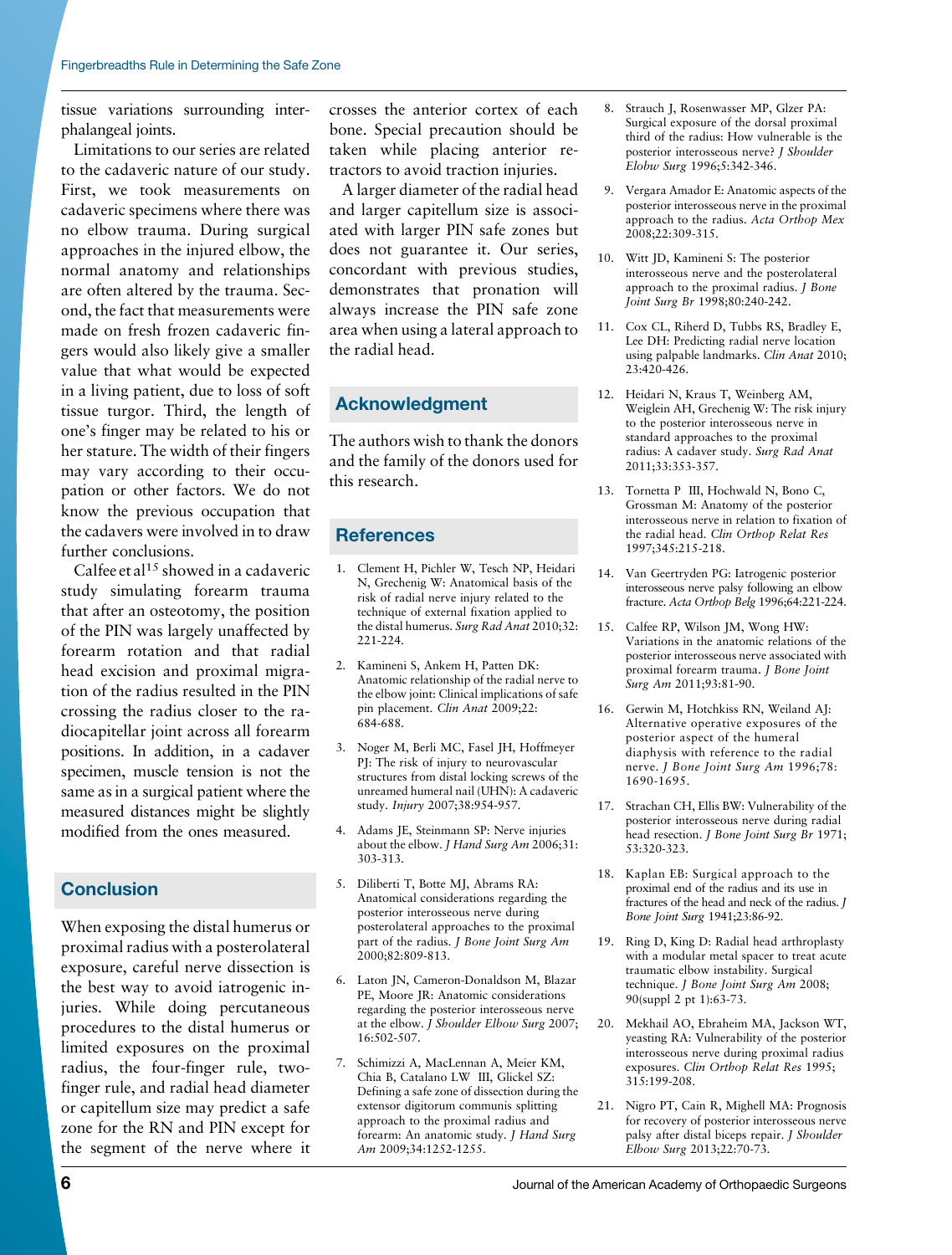tissue variations surrounding interphalangeal joints.

Limitations to our series are related to the cadaveric nature of our study. First, we took measurements on cadaveric specimens where there was no elbow trauma. During surgical approaches in the injured elbow, the normal anatomy and relationships are often altered by the trauma. Second, the fact that measurements were made on fresh frozen cadaveric fingers would also likely give a smaller value that what would be expected in a living patient, due to loss of soft tissue turgor. Third, the length of one's finger may be related to his or her stature. The width of their fingers may vary according to their occupation or other factors. We do not know the previous occupation that the cadavers were involved in to draw further conclusions.

Calfee et al[15] showed in a cadaveric study simulating forearm trauma that after an osteotomy, the position of the PIN was largely unaffected by forearm rotation and that radial head excision and proximal migration of the radius resulted in the PIN crossing the radius closer to the radiocapitellar joint across all forearm positions. In addition, in a cadaver specimen, muscle tension is not the same as in a surgical patient where the measured distances might be slightly modified from the ones measured.

## Conclusion

When exposing the distal humerus or proximal radius with a posterolateral exposure, careful nerve dissection is the best way to avoid iatrogenic injuries. While doing percutaneous procedures to the distal humerus or limited exposures on the proximal radius, the four-finger rule, two-finger rule, and radial head diameter or capitellum size may predict a safe zone for the RN and PIN except for the segment of the nerve where it crosses the anterior cortex of each bone. Special precaution should be taken while placing anterior retractors to avoid traction injuries.

A larger diameter of the radial head and larger capitellum size is associated with larger PIN safe zones but does not guarantee it. Our series, concordant with previous studies, demonstrates that pronation will always increase the PIN safe zone area when using a lateral approach to the radial head.

## Acknowledgment

The authors wish to thank the donors and the family of the donors used for this research.

## References

1. Clement H, Pichler W, Tesch NP, Heidari N, Grechenig W: Anatomical basis of the risk of radial nerve injury related to the technique of external fixation applied to the distal humerus. *Surg Rad Anat* 2010;32: 221-224.
2. Kamineni S, Ankem H, Patten DK: Anatomic relationship of the radial nerve to the elbow joint: Clinical implications of safe pin placement. *Clin Anat* 2009;22: 684-688.
3. Noger M, Berli MC, Fasel JH, Hoffmeyer PJ: The risk of injury to neurovascular structures from distal locking screws of the unreamed humeral nail (UHN): A cadaveric study. *Injury* 2007;38:954-957.
4. Adams JE, Steinmann SP: Nerve injuries about the elbow. *J Hand Surg Am* 2006;31: 303-313.
5. Diliberti T, Botte MJ, Abrams RA: Anatomical considerations regarding the posterior interosseous nerve during posterolateral approaches to the proximal part of the radius. *J Bone Joint Surg Am* 2000;82:809-813.
6. Laton JN, Cameron-Donaldson M, Blazar PE, Moore JR: Anatomic considerations regarding the posterior interosseous nerve at the elbow. *J Shoulder Elbow Surg* 2007; 16:502-507.
7. Schimizzi A, MacLennan A, Meier KM, Chia B, Catalano LW III, Glickel SZ: Defining a safe zone of dissection during the extensor digitorum communis splitting approach to the proximal radius and forearm: An anatomic study. *J Hand Surg Am* 2009;34:1252-1255.
8. Strauch J, Rosenwasser MP, Glzer PA: Surgical exposure of the dorsal proximal third of the radius: How vulnerable is the posterior interosseous nerve? *J Shoulder Elobw Surg* 1996;5:342-346.
9. Vergara Amador E: Anatomic aspects of the posterior interosseous nerve in the proximal approach to the radius. *Acta Orthop Mex* 2008;22:309-315.
10. Witt JD, Kamineni S: The posterior interosseous nerve and the posterolateral approach to the proximal radius. *J Bone Joint Surg Br* 1998;80:240-242.
11. Cox CL, Riherd D, Tubbs RS, Bradley E, Lee DH: Predicting radial nerve location using palpable landmarks. *Clin Anat* 2010; 23:420-426.
12. Heidari N, Kraus T, Weinberg AM, Weiglein AH, Grechenig W: The risk injury to the posterior interosseous nerve in standard approaches to the proximal radius: A cadaver study. *Surg Rad Anat* 2011;33:353-357.
13. Tornetta P III, Hochwald N, Bono C, Grossman M: Anatomy of the posterior interosseous nerve in relation to fixation of the radial head. *Clin Orthop Relat Res* 1997;345:215-218.
14. Van Geertryden PG: Iatrogenic posterior interosseous nerve palsy following an elbow fracture. *Acta Orthop Belg* 1996;64:221-224.
15. Calfee RP, Wilson JM, Wong HW: Variations in the anatomic relations of the posterior interosseous nerve associated with proximal forearm trauma. *J Bone Joint Surg Am* 2011;93:81-90.
16. Gerwin M, Hotchkiss RN, Weiland AJ: Alternative operative exposures of the posterior aspect of the humeral diaphysis with reference to the radial nerve. *J Bone Joint Surg Am* 1996;78: 1690-1695.
17. Strachan CH, Ellis BW: Vulnerability of the posterior interosseous nerve during radial head resection. *J Bone Joint Surg Br* 1971; 53:320-323.
18. Kaplan EB: Surgical approach to the proximal end of the radius and its use in fractures of the head and neck of the radius. *J Bone Joint Surg* 1941;23:86-92.
19. Ring D, King D: Radial head arthroplasty with a modular metal spacer to treat acute traumatic elbow instability. Surgical technique. *J Bone Joint Surg Am* 2008; 90(suppl 2 pt 1):63-73.
20. Mekhail AO, Ebraheim MA, Jackson WT, yeasting RA: Vulnerability of the posterior interosseous nerve during proximal radius exposures. *Clin Orthop Relat Res* 1995; 315:199-208.
21. Nigro PT, Cain R, Mighell MA: Prognosis for recovery of posterior interosseous nerve palsy after distal biceps repair. *J Shoulder Elbow Surg* 2013;22:70-73.